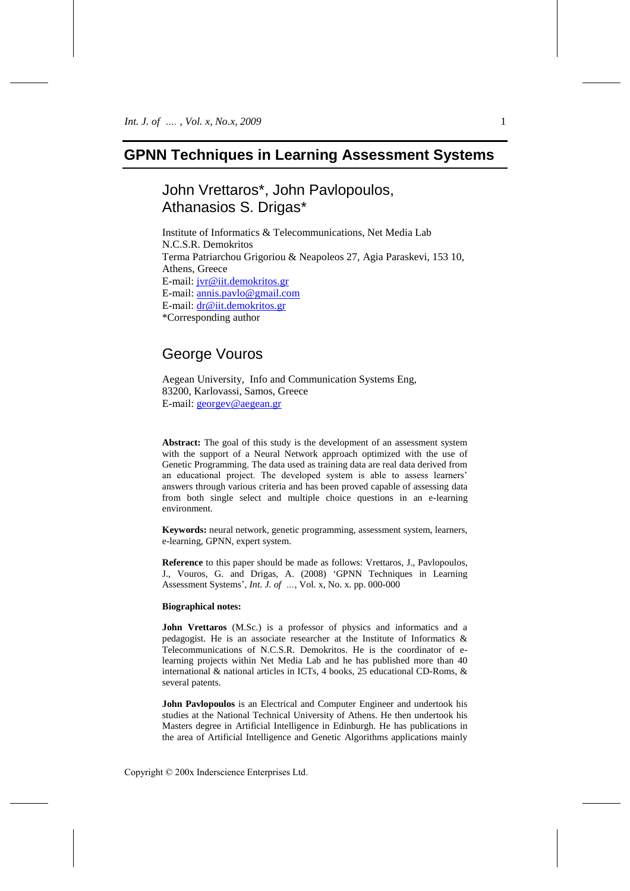# GPNN Techniques in Learning Assessment Systems

## John Vrettaros*, John Pavlopoulos, Athanasios S. Drigas*

Institute of Informatics & Telecommunications, Net Media Lab
N.C.S.R. Demokritos
Terma Patriarchou Grigoriou & Neapoleos 27, Agia Paraskevi, 153 10, Athens, Greece
E-mail: jvr@iit.demokritos.gr
E-mail: annis.pavlo@gmail.com
E-mail: dr@iit.demokritos.gr
*Corresponding author

## George Vouros

Aegean University, Info and Communication Systems Eng,
83200, Karlovassi, Samos, Greece
E-mail: georgev@aegean.gr

**Abstract:** The goal of this study is the development of an assessment system with the support of a Neural Network approach optimized with the use of Genetic Programming. The data used as training data are real data derived from an educational project. The developed system is able to assess learners' answers through various criteria and has been proved capable of assessing data from both single select and multiple choice questions in an e-learning environment.

**Keywords:** neural network, genetic programming, assessment system, learners, e-learning, GPNN, expert system.

**Reference** to this paper should be made as follows: Vrettaros, J., Pavlopoulos, J., Vouros, G. and Drigas, A. (2008) 'GPNN Techniques in Learning Assessment Systems', *Int. J. of …*, Vol. x, No. x. pp. 000-000

**Biographical notes:**

**John Vrettaros** (M.Sc.) is a professor of physics and informatics and a pedagogist. He is an associate researcher at the Institute of Informatics & Telecommunications of N.C.S.R. Demokritos. He is the coordinator of e-learning projects within Net Media Lab and he has published more than 40 international & national articles in ICTs, 4 books, 25 educational CD-Roms, & several patents.

**John Pavlopoulos** is an Electrical and Computer Engineer and undertook his studies at the National Technical University of Athens. He then undertook his Masters degree in Artificial Intelligence in Edinburgh. He has publications in the area of Artificial Intelligence and Genetic Algorithms applications mainly

Copyright © 200x Inderscience Enterprises Ltd.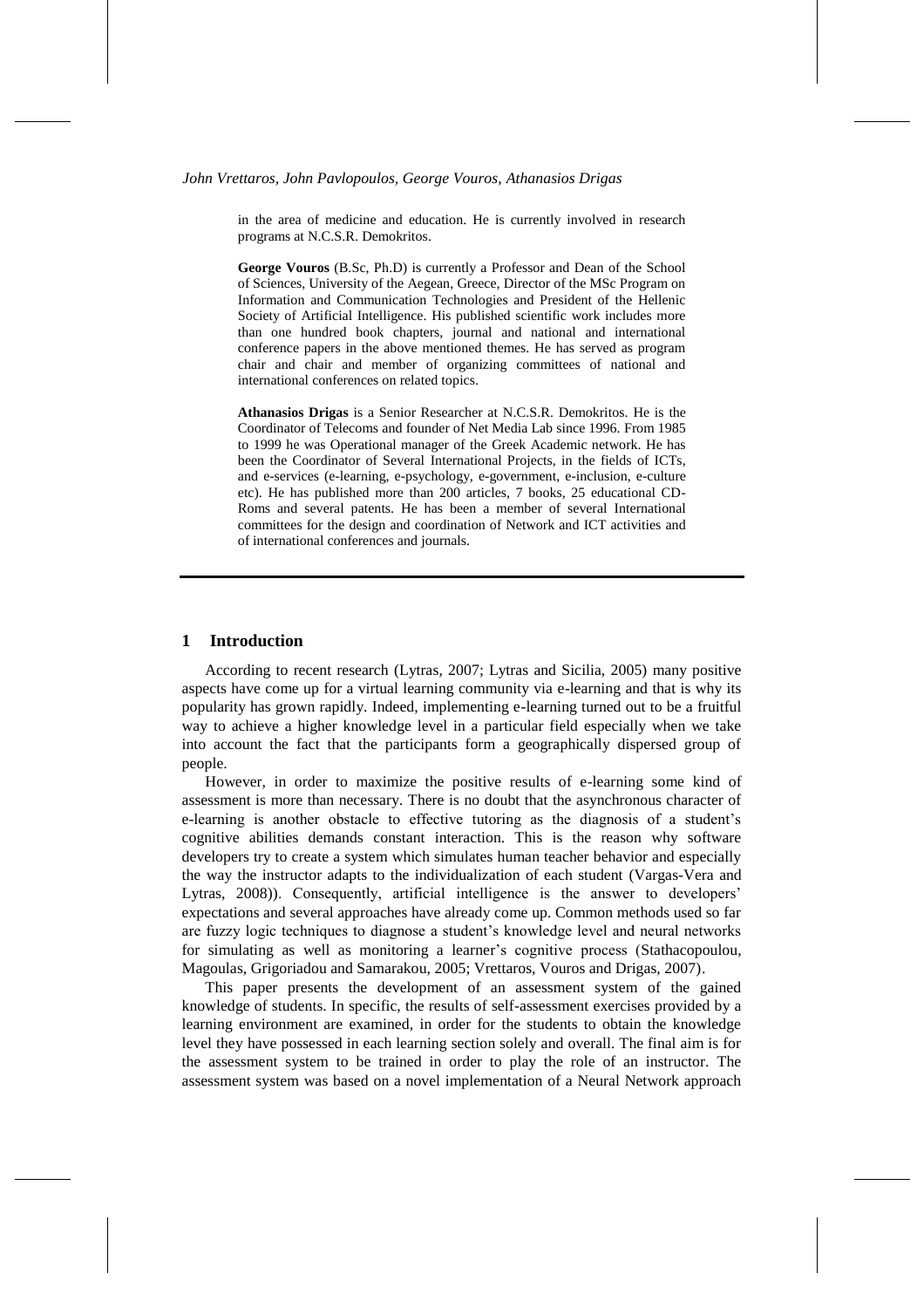in the area of medicine and education. He is currently involved in research programs at N.C.S.R. Demokritos.

**George Vouros** (B.Sc, Ph.D) is currently a Professor and Dean of the School of Sciences, University of the Aegean, Greece, Director of the MSc Program on Information and Communication Technologies and President of the Hellenic Society of Artificial Intelligence. His published scientific work includes more than one hundred book chapters, journal and national and international conference papers in the above mentioned themes. He has served as program chair and chair and member of organizing committees of national and international conferences on related topics.

**Athanasios Drigas** is a Senior Researcher at N.C.S.R. Demokritos. He is the Coordinator of Telecoms and founder of Net Media Lab since 1996. From 1985 to 1999 he was Operational manager of the Greek Academic network. He has been the Coordinator of Several International Projects, in the fields of ICTs, and e-services (e-learning, e-psychology, e-government, e-inclusion, e-culture etc). He has published more than 200 articles, 7 books, 25 educational CD-Roms and several patents. He has been a member of several International committees for the design and coordination of Network and ICT activities and of international conferences and journals.

## 1 Introduction

According to recent research (Lytras, 2007; Lytras and Sicilia, 2005) many positive aspects have come up for a virtual learning community via e-learning and that is why its popularity has grown rapidly. Indeed, implementing e-learning turned out to be a fruitful way to achieve a higher knowledge level in a particular field especially when we take into account the fact that the participants form a geographically dispersed group of people.

However, in order to maximize the positive results of e-learning some kind of assessment is more than necessary. There is no doubt that the asynchronous character of e-learning is another obstacle to effective tutoring as the diagnosis of a student's cognitive abilities demands constant interaction. This is the reason why software developers try to create a system which simulates human teacher behavior and especially the way the instructor adapts to the individualization of each student (Vargas-Vera and Lytras, 2008)). Consequently, artificial intelligence is the answer to developers' expectations and several approaches have already come up. Common methods used so far are fuzzy logic techniques to diagnose a student's knowledge level and neural networks for simulating as well as monitoring a learner's cognitive process (Stathacopoulou, Magoulas, Grigoriadou and Samarakou, 2005; Vrettaros, Vouros and Drigas, 2007).

This paper presents the development of an assessment system of the gained knowledge of students. In specific, the results of self-assessment exercises provided by a learning environment are examined, in order for the students to obtain the knowledge level they have possessed in each learning section solely and overall. The final aim is for the assessment system to be trained in order to play the role of an instructor. The assessment system was based on a novel implementation of a Neural Network approach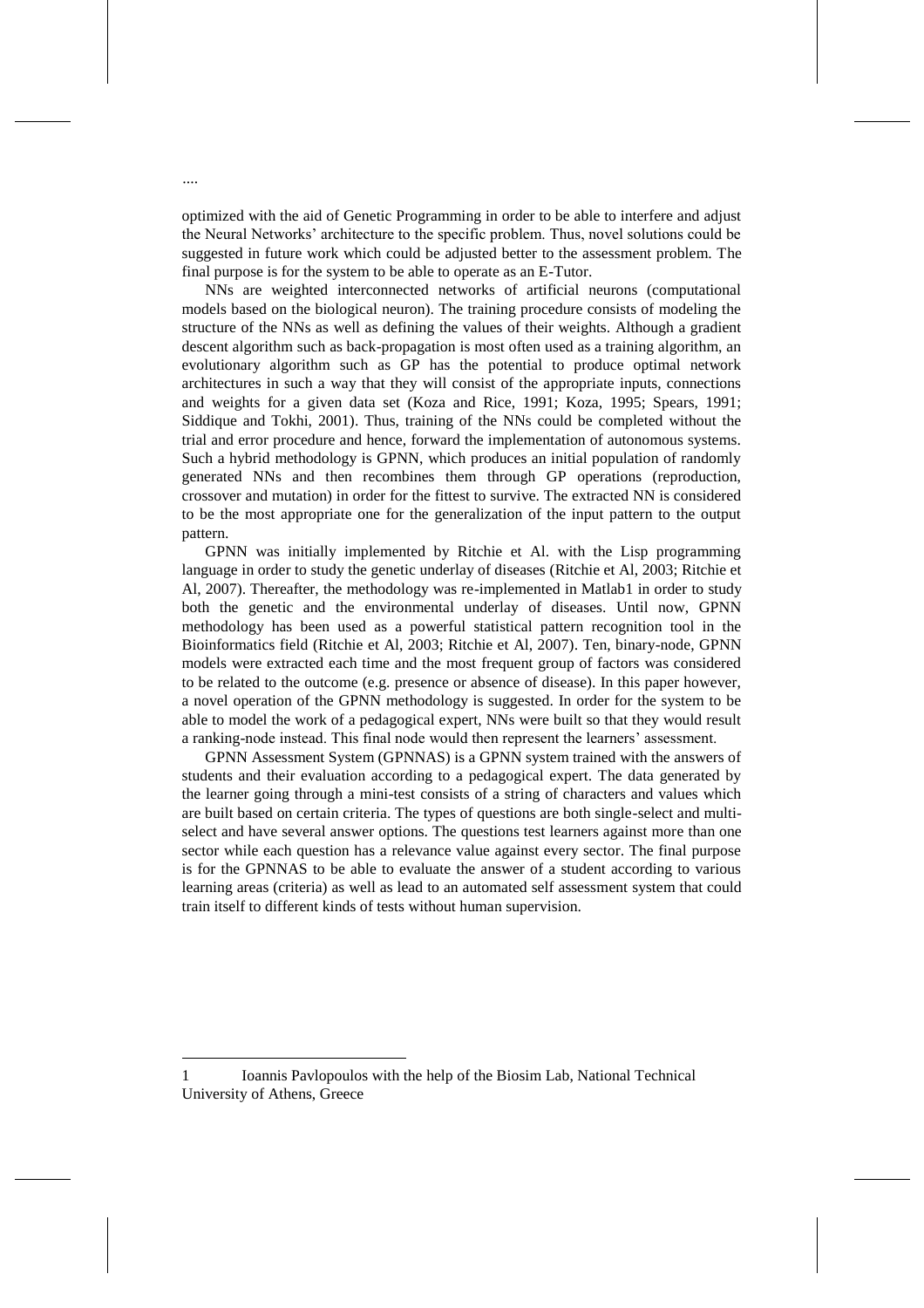....

optimized with the aid of Genetic Programming in order to be able to interfere and adjust the Neural Networks' architecture to the specific problem. Thus, novel solutions could be suggested in future work which could be adjusted better to the assessment problem. The final purpose is for the system to be able to operate as an E-Tutor.

NNs are weighted interconnected networks of artificial neurons (computational models based on the biological neuron). The training procedure consists of modeling the structure of the NNs as well as defining the values of their weights. Although a gradient descent algorithm such as back-propagation is most often used as a training algorithm, an evolutionary algorithm such as GP has the potential to produce optimal network architectures in such a way that they will consist of the appropriate inputs, connections and weights for a given data set (Koza and Rice, 1991; Koza, 1995; Spears, 1991; Siddique and Tokhi, 2001). Thus, training of the NNs could be completed without the trial and error procedure and hence, forward the implementation of autonomous systems. Such a hybrid methodology is GPNN, which produces an initial population of randomly generated NNs and then recombines them through GP operations (reproduction, crossover and mutation) in order for the fittest to survive. The extracted NN is considered to be the most appropriate one for the generalization of the input pattern to the output pattern.

GPNN was initially implemented by Ritchie et Al. with the Lisp programming language in order to study the genetic underlay of diseases (Ritchie et Al, 2003; Ritchie et Al, 2007). Thereafter, the methodology was re-implemented in Matlab[1] in order to study both the genetic and the environmental underlay of diseases. Until now, GPNN methodology has been used as a powerful statistical pattern recognition tool in the Bioinformatics field (Ritchie et Al, 2003; Ritchie et Al, 2007). Ten, binary-node, GPNN models were extracted each time and the most frequent group of factors was considered to be related to the outcome (e.g. presence or absence of disease). In this paper however, a novel operation of the GPNN methodology is suggested. In order for the system to be able to model the work of a pedagogical expert, NNs were built so that they would result a ranking-node instead. This final node would then represent the learners' assessment.

GPNN Assessment System (GPNNAS) is a GPNN system trained with the answers of students and their evaluation according to a pedagogical expert. The data generated by the learner going through a mini-test consists of a string of characters and values which are built based on certain criteria. The types of questions are both single-select and multi-select and have several answer options. The questions test learners against more than one sector while each question has a relevance value against every sector. The final purpose is for the GPNNAS to be able to evaluate the answer of a student according to various learning areas (criteria) as well as lead to an automated self assessment system that could train itself to different kinds of tests without human supervision.

---

1 Ioannis Pavlopoulos with the help of the Biosim Lab, National Technical University of Athens, Greece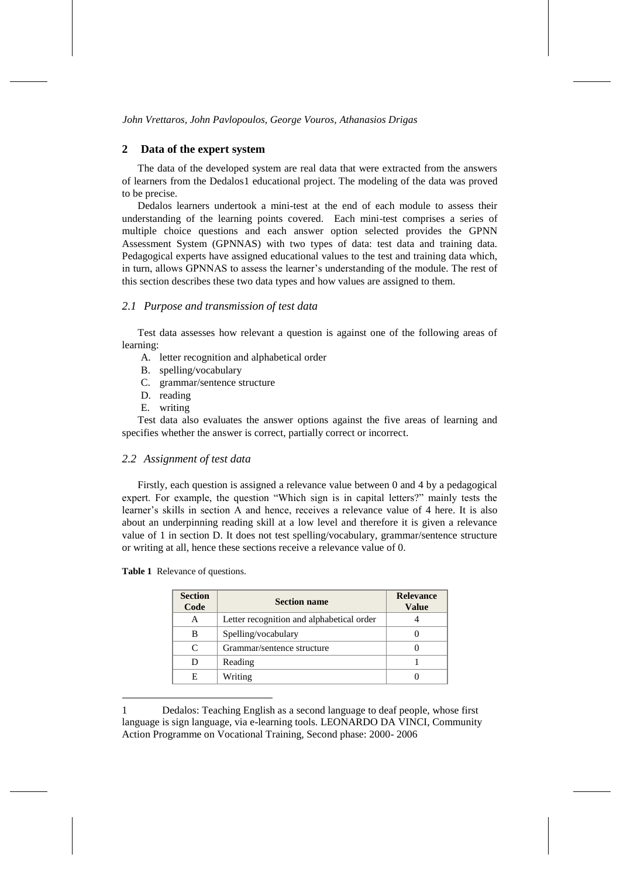## 2 Data of the expert system

The data of the developed system are real data that were extracted from the answers of learners from the Dedalos1 educational project. The modeling of the data was proved to be precise.

Dedalos learners undertook a mini-test at the end of each module to assess their understanding of the learning points covered. Each mini-test comprises a series of multiple choice questions and each answer option selected provides the GPNN Assessment System (GPNNAS) with two types of data: test data and training data. Pedagogical experts have assigned educational values to the test and training data which, in turn, allows GPNNAS to assess the learner's understanding of the module. The rest of this section describes these two data types and how values are assigned to them.

### *2.1 Purpose and transmission of test data*

Test data assesses how relevant a question is against one of the following areas of learning:

A. letter recognition and alphabetical order
B. spelling/vocabulary
C. grammar/sentence structure
D. reading
E. writing

Test data also evaluates the answer options against the five areas of learning and specifies whether the answer is correct, partially correct or incorrect.

### *2.2 Assignment of test data*

Firstly, each question is assigned a relevance value between 0 and 4 by a pedagogical expert. For example, the question "Which sign is in capital letters?" mainly tests the learner's skills in section A and hence, receives a relevance value of 4 here. It is also about an underpinning reading skill at a low level and therefore it is given a relevance value of 1 in section D. It does not test spelling/vocabulary, grammar/sentence structure or writing at all, hence these sections receive a relevance value of 0.

**Table 1** Relevance of questions.

| Section Code | Section name | Relevance Value |
|---|---|---|
| A | Letter recognition and alphabetical order | 4 |
| B | Spelling/vocabulary | 0 |
| C | Grammar/sentence structure | 0 |
| D | Reading | 1 |
| E | Writing | 0 |

1 Dedalos: Teaching English as a second language to deaf people, whose first language is sign language, via e-learning tools. LEONARDO DA VINCI, Community Action Programme on Vocational Training, Second phase: 2000- 2006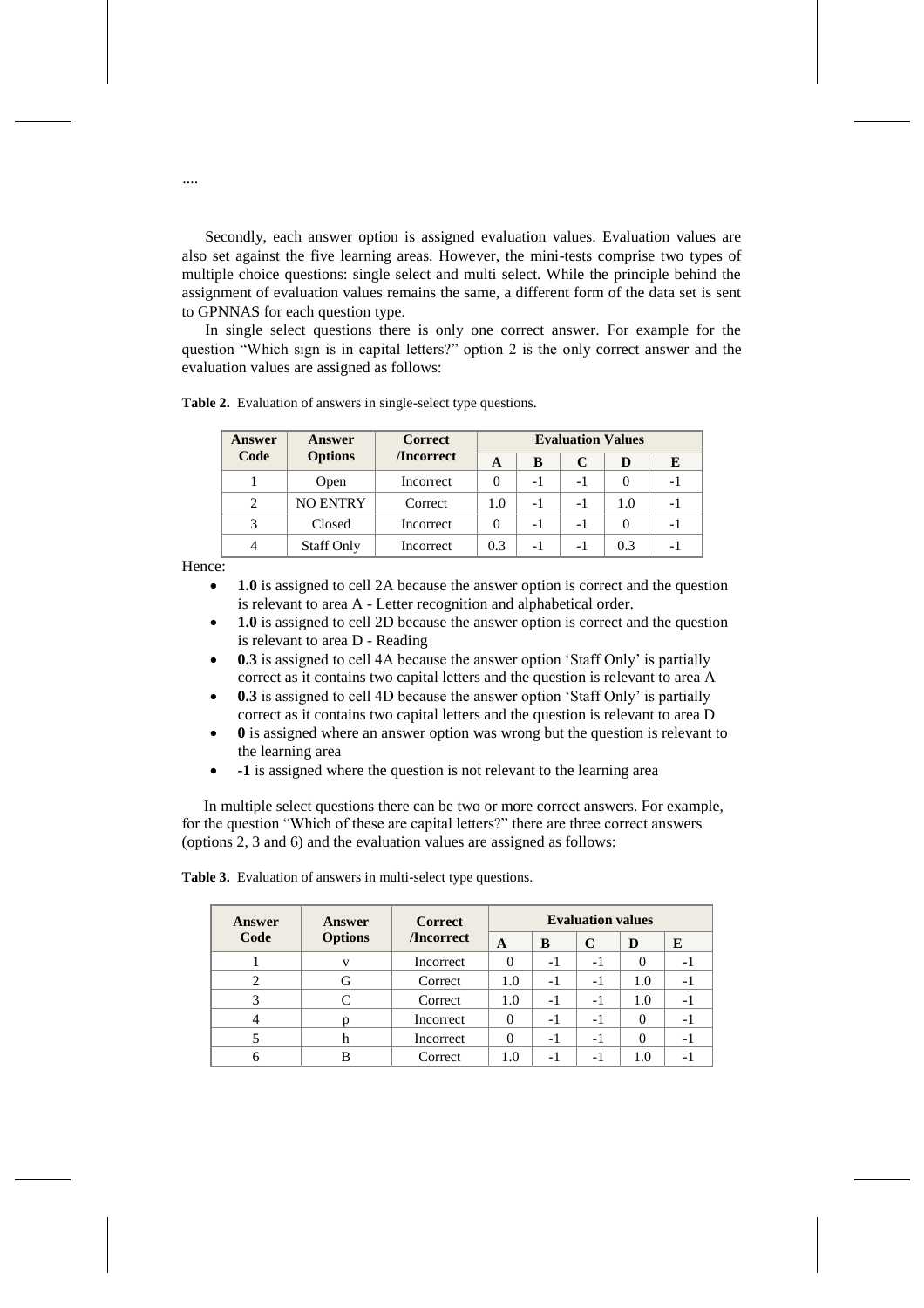....

Secondly, each answer option is assigned evaluation values. Evaluation values are also set against the five learning areas. However, the mini-tests comprise two types of multiple choice questions: single select and multi select. While the principle behind the assignment of evaluation values remains the same, a different form of the data set is sent to GPNNAS for each question type.

In single select questions there is only one correct answer. For example for the question “Which sign is in capital letters?” option 2 is the only correct answer and the evaluation values are assigned as follows:

**Table 2.** Evaluation of answers in single-select type questions.

| Answer Code | Answer Options | Correct /Incorrect | Evaluation Values | | | | |
|---|---|---|---|---|---|---|---|
| | | | **A** | **B** | **C** | **D** | **E** |
| 1 | Open | Incorrect | 0 | -1 | -1 | 0 | -1 |
| 2 | NO ENTRY | Correct | 1.0 | -1 | -1 | 1.0 | -1 |
| 3 | Closed | Incorrect | 0 | -1 | -1 | 0 | -1 |
| 4 | Staff Only | Incorrect | 0.3 | -1 | -1 | 0.3 | -1 |

Hence:

- **1.0** is assigned to cell 2A because the answer option is correct and the question is relevant to area A - Letter recognition and alphabetical order.
- **1.0** is assigned to cell 2D because the answer option is correct and the question is relevant to area D - Reading
- **0.3** is assigned to cell 4A because the answer option ‘Staff Only’ is partially correct as it contains two capital letters and the question is relevant to area A
- **0.3** is assigned to cell 4D because the answer option ‘Staff Only’ is partially correct as it contains two capital letters and the question is relevant to area D
- **0** is assigned where an answer option was wrong but the question is relevant to the learning area
- **-1** is assigned where the question is not relevant to the learning area

In multiple select questions there can be two or more correct answers. For example, for the question “Which of these are capital letters?” there are three correct answers (options 2, 3 and 6) and the evaluation values are assigned as follows:

**Table 3.** Evaluation of answers in multi-select type questions.

| Answer Code | Answer Options | Correct /Incorrect | Evaluation values | | | | |
|---|---|---|---|---|---|---|---|
| | | | **A** | **B** | **C** | **D** | **E** |
| 1 | v | Incorrect | 0 | -1 | -1 | 0 | -1 |
| 2 | G | Correct | 1.0 | -1 | -1 | 1.0 | -1 |
| 3 | C | Correct | 1.0 | -1 | -1 | 1.0 | -1 |
| 4 | p | Incorrect | 0 | -1 | -1 | 0 | -1 |
| 5 | h | Incorrect | 0 | -1 | -1 | 0 | -1 |
| 6 | B | Correct | 1.0 | -1 | -1 | 1.0 | -1 |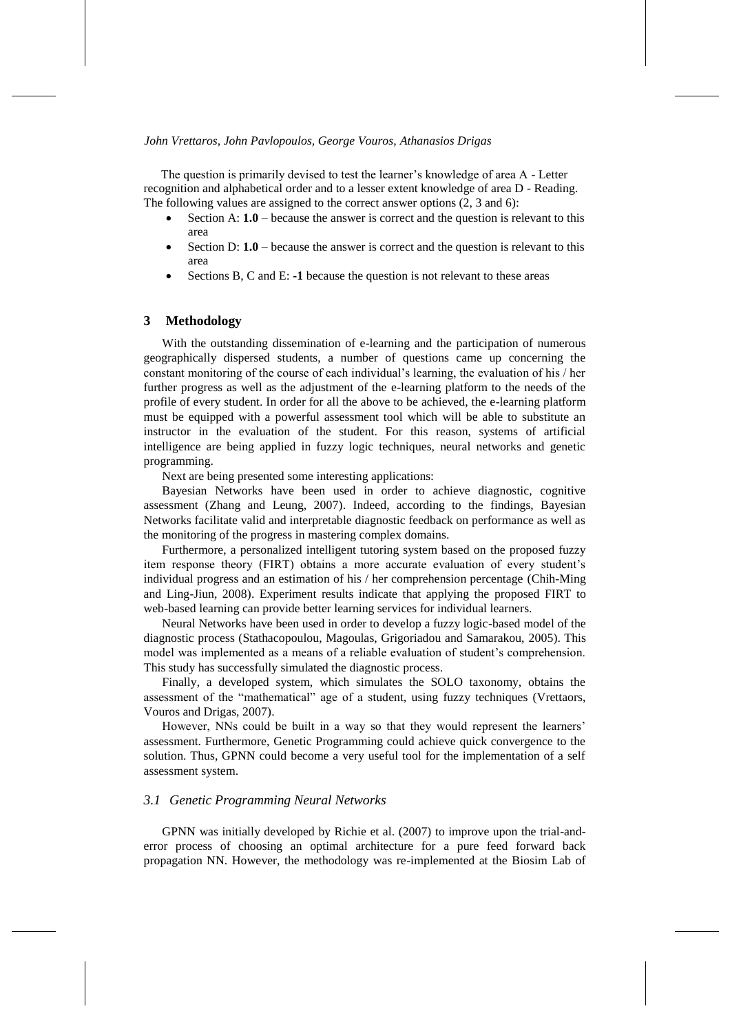The question is primarily devised to test the learner's knowledge of area A - Letter recognition and alphabetical order and to a lesser extent knowledge of area D - Reading. The following values are assigned to the correct answer options (2, 3 and 6):

- Section A: **1.0** – because the answer is correct and the question is relevant to this area
- Section D: **1.0** – because the answer is correct and the question is relevant to this area
- Sections B, C and E: **-1** because the question is not relevant to these areas

## 3 Methodology

With the outstanding dissemination of e-learning and the participation of numerous geographically dispersed students, a number of questions came up concerning the constant monitoring of the course of each individual's learning, the evaluation of his / her further progress as well as the adjustment of the e-learning platform to the needs of the profile of every student. In order for all the above to be achieved, the e-learning platform must be equipped with a powerful assessment tool which will be able to substitute an instructor in the evaluation of the student. For this reason, systems of artificial intelligence are being applied in fuzzy logic techniques, neural networks and genetic programming.

Next are being presented some interesting applications:

Bayesian Networks have been used in order to achieve diagnostic, cognitive assessment (Zhang and Leung, 2007). Indeed, according to the findings, Bayesian Networks facilitate valid and interpretable diagnostic feedback on performance as well as the monitoring of the progress in mastering complex domains.

Furthermore, a personalized intelligent tutoring system based on the proposed fuzzy item response theory (FIRT) obtains a more accurate evaluation of every student's individual progress and an estimation of his / her comprehension percentage (Chih-Ming and Ling-Jiun, 2008). Experiment results indicate that applying the proposed FIRT to web-based learning can provide better learning services for individual learners.

Neural Networks have been used in order to develop a fuzzy logic-based model of the diagnostic process (Stathacopoulou, Magoulas, Grigoriadou and Samarakou, 2005). This model was implemented as a means of a reliable evaluation of student's comprehension. This study has successfully simulated the diagnostic process.

Finally, a developed system, which simulates the SOLO taxonomy, obtains the assessment of the "mathematical" age of a student, using fuzzy techniques (Vrettaors, Vouros and Drigas, 2007).

However, NNs could be built in a way so that they would represent the learners' assessment. Furthermore, Genetic Programming could achieve quick convergence to the solution. Thus, GPNN could become a very useful tool for the implementation of a self assessment system.

### *3.1 Genetic Programming Neural Networks*

GPNN was initially developed by Richie et al. (2007) to improve upon the trial-and-error process of choosing an optimal architecture for a pure feed forward back propagation NN. However, the methodology was re-implemented at the Biosim Lab of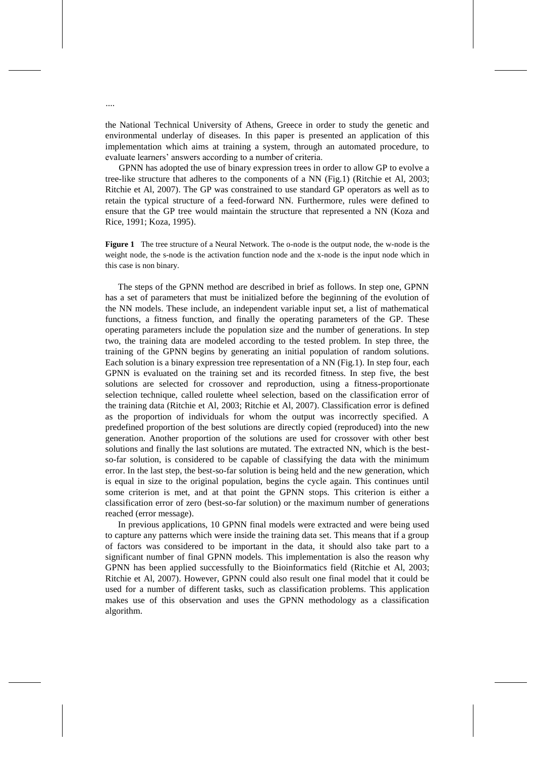....

the National Technical University of Athens, Greece in order to study the genetic and environmental underlay of diseases. In this paper is presented an application of this implementation which aims at training a system, through an automated procedure, to evaluate learners' answers according to a number of criteria.

GPNN has adopted the use of binary expression trees in order to allow GP to evolve a tree-like structure that adheres to the components of a NN (Fig.1) (Ritchie et Al, 2003; Ritchie et Al, 2007). The GP was constrained to use standard GP operators as well as to retain the typical structure of a feed-forward NN. Furthermore, rules were defined to ensure that the GP tree would maintain the structure that represented a NN (Koza and Rice, 1991; Koza, 1995).

**Figure 1** The tree structure of a Neural Network. The o-node is the output node, the w-node is the weight node, the s-node is the activation function node and the x-node is the input node which in this case is non binary.

The steps of the GPNN method are described in brief as follows. In step one, GPNN has a set of parameters that must be initialized before the beginning of the evolution of the NN models. These include, an independent variable input set, a list of mathematical functions, a fitness function, and finally the operating parameters of the GP. These operating parameters include the population size and the number of generations. In step two, the training data are modeled according to the tested problem. In step three, the training of the GPNN begins by generating an initial population of random solutions. Each solution is a binary expression tree representation of a NN (Fig.1). In step four, each GPNN is evaluated on the training set and its recorded fitness. In step five, the best solutions are selected for crossover and reproduction, using a fitness-proportionate selection technique, called roulette wheel selection, based on the classification error of the training data (Ritchie et Al, 2003; Ritchie et Al, 2007). Classification error is defined as the proportion of individuals for whom the output was incorrectly specified. A predefined proportion of the best solutions are directly copied (reproduced) into the new generation. Another proportion of the solutions are used for crossover with other best solutions and finally the last solutions are mutated. The extracted NN, which is the best-so-far solution, is considered to be capable of classifying the data with the minimum error. In the last step, the best-so-far solution is being held and the new generation, which is equal in size to the original population, begins the cycle again. This continues until some criterion is met, and at that point the GPNN stops. This criterion is either a classification error of zero (best-so-far solution) or the maximum number of generations reached (error message).

In previous applications, 10 GPNN final models were extracted and were being used to capture any patterns which were inside the training data set. This means that if a group of factors was considered to be important in the data, it should also take part to a significant number of final GPNN models. This implementation is also the reason why GPNN has been applied successfully to the Bioinformatics field (Ritchie et Al, 2003; Ritchie et Al, 2007). However, GPNN could also result one final model that it could be used for a number of different tasks, such as classification problems. This application makes use of this observation and uses the GPNN methodology as a classification algorithm.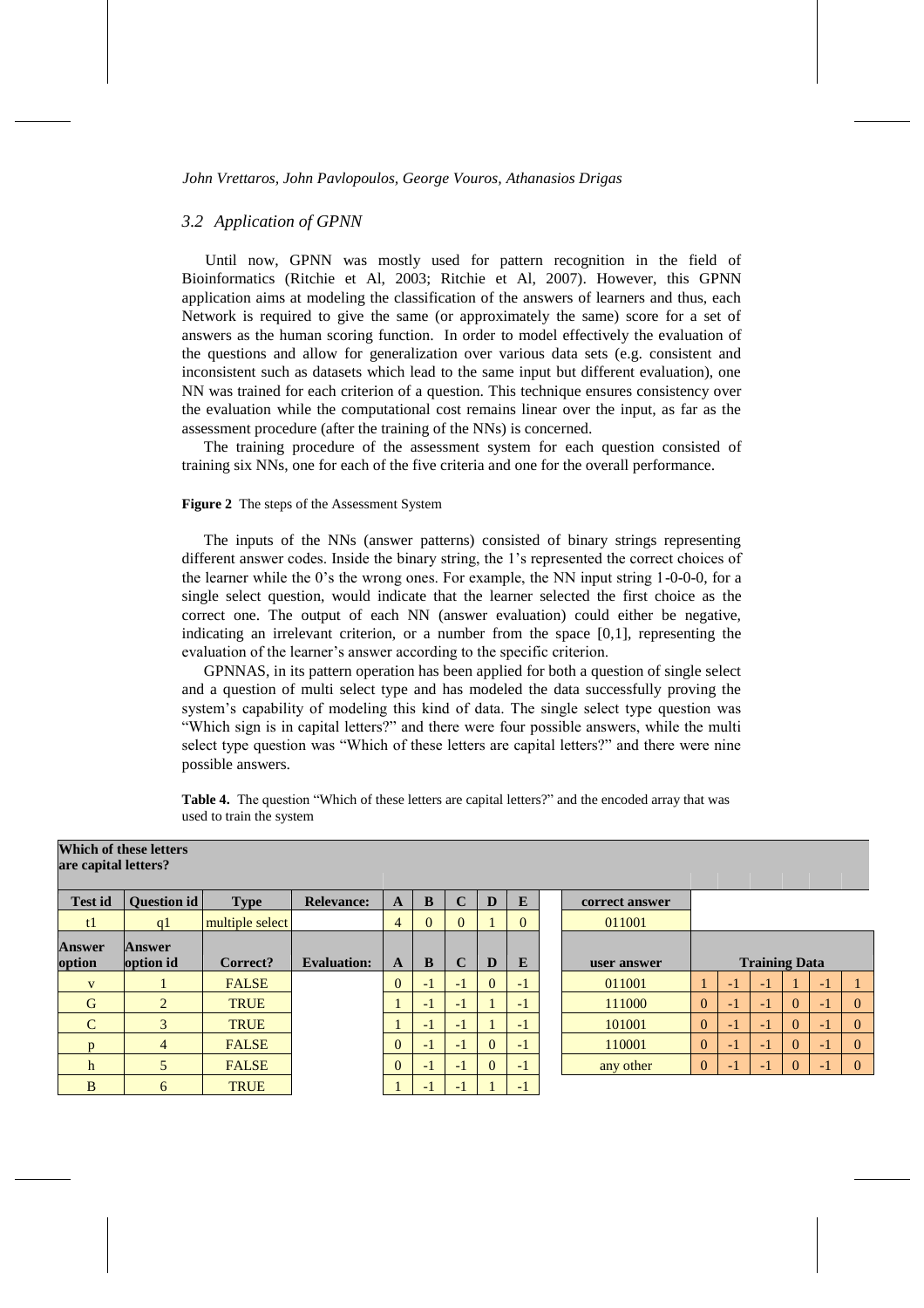### 3.2 Application of GPNN

Until now, GPNN was mostly used for pattern recognition in the field of Bioinformatics (Ritchie et Al, 2003; Ritchie et Al, 2007). However, this GPNN application aims at modeling the classification of the answers of learners and thus, each Network is required to give the same (or approximately the same) score for a set of answers as the human scoring function. In order to model effectively the evaluation of the questions and allow for generalization over various data sets (e.g. consistent and inconsistent such as datasets which lead to the same input but different evaluation), one NN was trained for each criterion of a question. This technique ensures consistency over the evaluation while the computational cost remains linear over the input, as far as the assessment procedure (after the training of the NNs) is concerned.

The training procedure of the assessment system for each question consisted of training six NNs, one for each of the five criteria and one for the overall performance.

**Figure 2** The steps of the Assessment System

The inputs of the NNs (answer patterns) consisted of binary strings representing different answer codes. Inside the binary string, the 1's represented the correct choices of the learner while the 0's the wrong ones. For example, the NN input string 1-0-0-0, for a single select question, would indicate that the learner selected the first choice as the correct one. The output of each NN (answer evaluation) could either be negative, indicating an irrelevant criterion, or a number from the space [0,1], representing the evaluation of the learner's answer according to the specific criterion.

GPNNAS, in its pattern operation has been applied for both a question of single select and a question of multi select type and has modeled the data successfully proving the system's capability of modeling this kind of data. The single select type question was "Which sign is in capital letters?" and there were four possible answers, while the multi select type question was "Which of these letters are capital letters?" and there were nine possible answers.

**Table 4.** The question "Which of these letters are capital letters?" and the encoded array that was used to train the system

| **Which of these letters are capital letters?** | | | | | | | | | | | | | | | | | |
|---|---|---|---|---|---|---|---|---|---|---|---|---|---|---|---|---|---|
| **Test id** | **Question id** | **Type** | **Relevance:** | **A** | **B** | **C** | **D** | **E** | | **correct answer** | | | | | | | |
| t1 | q1 | multiple select | | 4 | 0 | 0 | 1 | 0 | | 011001 | | | | | | | |
| **Answer option** | **Answer option id** | **Correct?** | **Evaluation:** | **A** | **B** | **C** | **D** | **E** | | **user answer** | **Training Data** | | | | | | |
| v | 1 | FALSE | | 0 | -1 | -1 | 0 | -1 | | 011001 | 1 | -1 | -1 | 1 | -1 | 1 | |
| G | 2 | TRUE | | 1 | -1 | -1 | 1 | -1 | | 111000 | 0 | -1 | -1 | 0 | -1 | 0 | |
| C | 3 | TRUE | | 1 | -1 | -1 | 1 | -1 | | 101001 | 0 | -1 | -1 | 0 | -1 | 0 | |
| p | 4 | FALSE | | 0 | -1 | -1 | 0 | -1 | | 110001 | 0 | -1 | -1 | 0 | -1 | 0 | |
| h | 5 | FALSE | | 0 | -1 | -1 | 0 | -1 | | any other | 0 | -1 | -1 | 0 | -1 | 0 | |
| B | 6 | TRUE | | 1 | -1 | -1 | 1 | -1 | | | | | | | | | |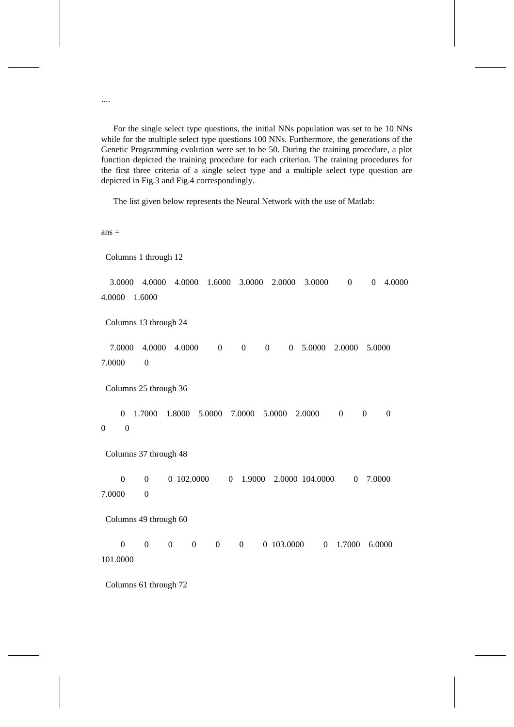....

For the single select type questions, the initial NNs population was set to be 10 NNs while for the multiple select type questions 100 NNs. Furthermore, the generations of the Genetic Programming evolution were set to be 50. During the training procedure, a plot function depicted the training procedure for each criterion. The training procedures for the first three criteria of a single select type and a multiple select type question are depicted in Fig.3 and Fig.4 correspondingly.

The list given below represents the Neural Network with the use of Matlab:

```
ans =

  Columns 1 through 12

    3.0000    4.0000    4.0000    1.6000    3.0000    2.0000    3.0000         0         0    4.0000
4.0000    1.6000

  Columns 13 through 24

    7.0000    4.0000    4.0000         0         0         0         0    5.0000    2.0000    5.0000
7.0000         0

  Columns 25 through 36

         0    1.7000    1.8000    5.0000    7.0000    5.0000    2.0000         0         0         0
0         0

  Columns 37 through 48

         0         0         0  102.0000         0    1.9000    2.0000  104.0000         0    7.0000
7.0000         0

  Columns 49 through 60

         0         0         0         0         0         0         0  103.0000         0    1.7000    6.0000
101.0000

  Columns 61 through 72
```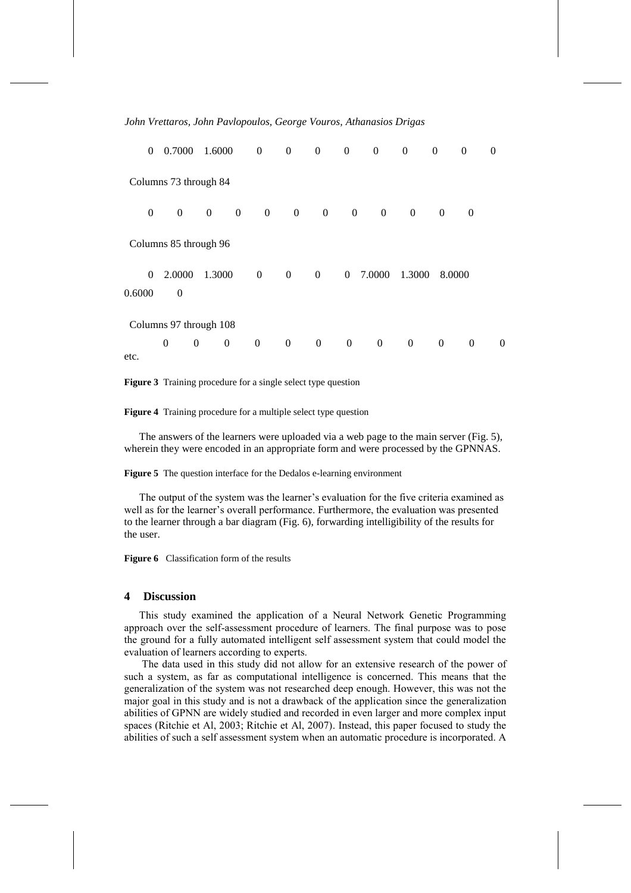```
  0   0.7000   1.6000    0    0    0    0    0    0    0    0    0

 Columns 73 through 84

  0    0    0    0    0    0    0    0    0    0    0    0

 Columns 85 through 96

  0   2.0000   1.3000    0    0    0    0   7.0000   1.3000   8.0000
0.6000    0

 Columns 97 through 108

     0    0    0    0    0    0    0    0    0    0    0    0
etc.
```

**Figure 3** Training procedure for a single select type question

**Figure 4** Training procedure for a multiple select type question

The answers of the learners were uploaded via a web page to the main server (Fig. 5), wherein they were encoded in an appropriate form and were processed by the GPNNAS.

**Figure 5** The question interface for the Dedalos e-learning environment

The output of the system was the learner's evaluation for the five criteria examined as well as for the learner's overall performance. Furthermore, the evaluation was presented to the learner through a bar diagram (Fig. 6), forwarding intelligibility of the results for the user.

**Figure 6** Classification form of the results

## 4 Discussion

This study examined the application of a Neural Network Genetic Programming approach over the self-assessment procedure of learners. The final purpose was to pose the ground for a fully automated intelligent self assessment system that could model the evaluation of learners according to experts.

The data used in this study did not allow for an extensive research of the power of such a system, as far as computational intelligence is concerned. This means that the generalization of the system was not researched deep enough. However, this was not the major goal in this study and is not a drawback of the application since the generalization abilities of GPNN are widely studied and recorded in even larger and more complex input spaces (Ritchie et Al, 2003; Ritchie et Al, 2007). Instead, this paper focused to study the abilities of such a self assessment system when an automatic procedure is incorporated. A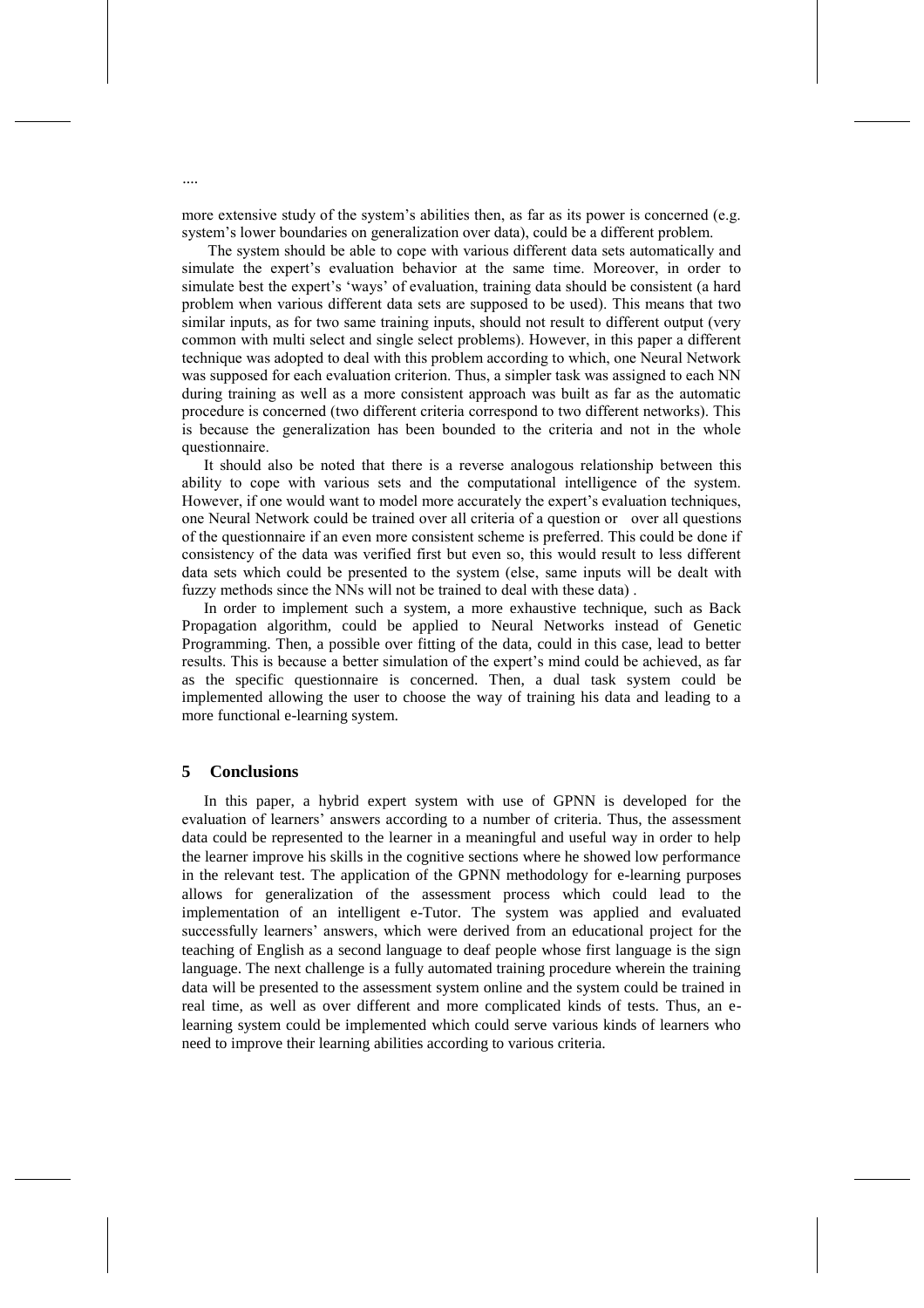....

more extensive study of the system's abilities then, as far as its power is concerned (e.g. system's lower boundaries on generalization over data), could be a different problem.

The system should be able to cope with various different data sets automatically and simulate the expert's evaluation behavior at the same time. Moreover, in order to simulate best the expert's 'ways' of evaluation, training data should be consistent (a hard problem when various different data sets are supposed to be used). This means that two similar inputs, as for two same training inputs, should not result to different output (very common with multi select and single select problems). However, in this paper a different technique was adopted to deal with this problem according to which, one Neural Network was supposed for each evaluation criterion. Thus, a simpler task was assigned to each NN during training as well as a more consistent approach was built as far as the automatic procedure is concerned (two different criteria correspond to two different networks). This is because the generalization has been bounded to the criteria and not in the whole questionnaire.

It should also be noted that there is a reverse analogous relationship between this ability to cope with various sets and the computational intelligence of the system. However, if one would want to model more accurately the expert's evaluation techniques, one Neural Network could be trained over all criteria of a question or over all questions of the questionnaire if an even more consistent scheme is preferred. This could be done if consistency of the data was verified first but even so, this would result to less different data sets which could be presented to the system (else, same inputs will be dealt with fuzzy methods since the NNs will not be trained to deal with these data) .

In order to implement such a system, a more exhaustive technique, such as Back Propagation algorithm, could be applied to Neural Networks instead of Genetic Programming. Then, a possible over fitting of the data, could in this case, lead to better results. This is because a better simulation of the expert's mind could be achieved, as far as the specific questionnaire is concerned. Then, a dual task system could be implemented allowing the user to choose the way of training his data and leading to a more functional e-learning system.

## 5 Conclusions

In this paper, a hybrid expert system with use of GPNN is developed for the evaluation of learners' answers according to a number of criteria. Thus, the assessment data could be represented to the learner in a meaningful and useful way in order to help the learner improve his skills in the cognitive sections where he showed low performance in the relevant test. The application of the GPNN methodology for e-learning purposes allows for generalization of the assessment process which could lead to the implementation of an intelligent e-Tutor. The system was applied and evaluated successfully learners' answers, which were derived from an educational project for the teaching of English as a second language to deaf people whose first language is the sign language. The next challenge is a fully automated training procedure wherein the training data will be presented to the assessment system online and the system could be trained in real time, as well as over different and more complicated kinds of tests. Thus, an e-learning system could be implemented which could serve various kinds of learners who need to improve their learning abilities according to various criteria.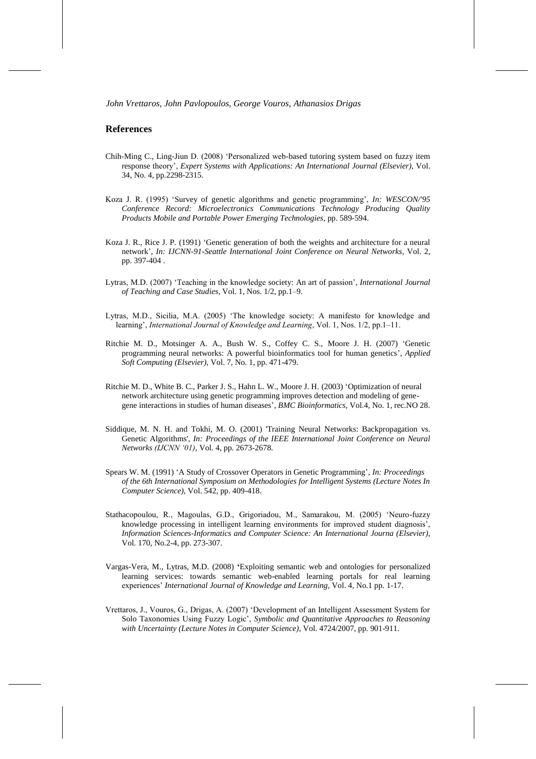## References

Chih-Ming C., Ling-Jiun D. (2008) 'Personalized web-based tutoring system based on fuzzy item response theory', *Expert Systems with Applications: An International Journal (Elsevier)*, Vol. 34, No. 4, pp.2298-2315.

Koza J. R. (1995) 'Survey of genetic algorithms and genetic programming', *In: WESCON/'95 Conference Record: Microelectronics Communications Technology Producing Quality Products Mobile and Portable Power Emerging Technologies*, pp. 589-594.

Koza J. R., Rice J. P. (1991) 'Genetic generation of both the weights and architecture for a neural network', *In: IJCNN-91-Seattle International Joint Conference on Neural Networks*, Vol. 2, pp. 397-404 .

Lytras, M.D. (2007) 'Teaching in the knowledge society: An art of passion', *International Journal of Teaching and Case Studies*, Vol. 1, Nos. 1/2, pp.1–9.

Lytras, M.D., Sicilia, M.A. (2005) 'The knowledge society: A manifesto for knowledge and learning', *International Journal of Knowledge and Learning*, Vol. 1, Nos. 1/2, pp.1–11.

Ritchie M. D., Motsinger A. A., Bush W. S., Coffey C. S., Moore J. H. (2007) 'Genetic programming neural networks: A powerful bioinformatics tool for human genetics', *Applied Soft Computing (Elsevier)*, Vol. 7, No. 1, pp. 471-479.

Ritchie M. D., White B. C., Parker J. S., Hahn L. W., Moore J. H. (2003) 'Optimization of neural network architecture using genetic programming improves detection and modeling of gene-gene interactions in studies of human diseases', *BMC Bioinformatics*, Vol.4, No. 1, rec.NO 28.

Siddique, M. N. H. and Tokhi, M. O. (2001) 'Training Neural Networks: Backpropagation vs. Genetic Algorithms', *In: Proceedings of the IEEE International Joint Conference on Neural Networks (IJCNN '01)*, Vol. 4, pp. 2673-2678.

Spears W. M. (1991) 'A Study of Crossover Operators in Genetic Programming', *In: Proceedings of the 6th International Symposium on Methodologies for Intelligent Systems (Lecture Notes In Computer Science)*, Vol. 542, pp. 409-418.

Stathacopoulou, R., Magoulas, G.D., Grigoriadou, M., Samarakou, M. (2005) 'Neuro-fuzzy knowledge processing in intelligent learning environments for improved student diagnosis', *Information Sciences-Informatics and Computer Science: An International Journa (Elsevier)*, Vol. 170, No.2-4, pp. 273-307.

Vargas-Vera, M., Lytras, M.D. (2008) 'Exploiting semantic web and ontologies for personalized learning services: towards semantic web-enabled learning portals for real learning experiences' *International Journal of Knowledge and Learning*, Vol. 4, No.1 pp. 1-17.

Vrettaros, J., Vouros, G., Drigas, A. (2007) 'Development of an Intelligent Assessment System for Solo Taxonomies Using Fuzzy Logic', *Symbolic and Quantitative Approaches to Reasoning with Uncertainty (Lecture Notes in Computer Science)*, Vol. 4724/2007, pp. 901-911.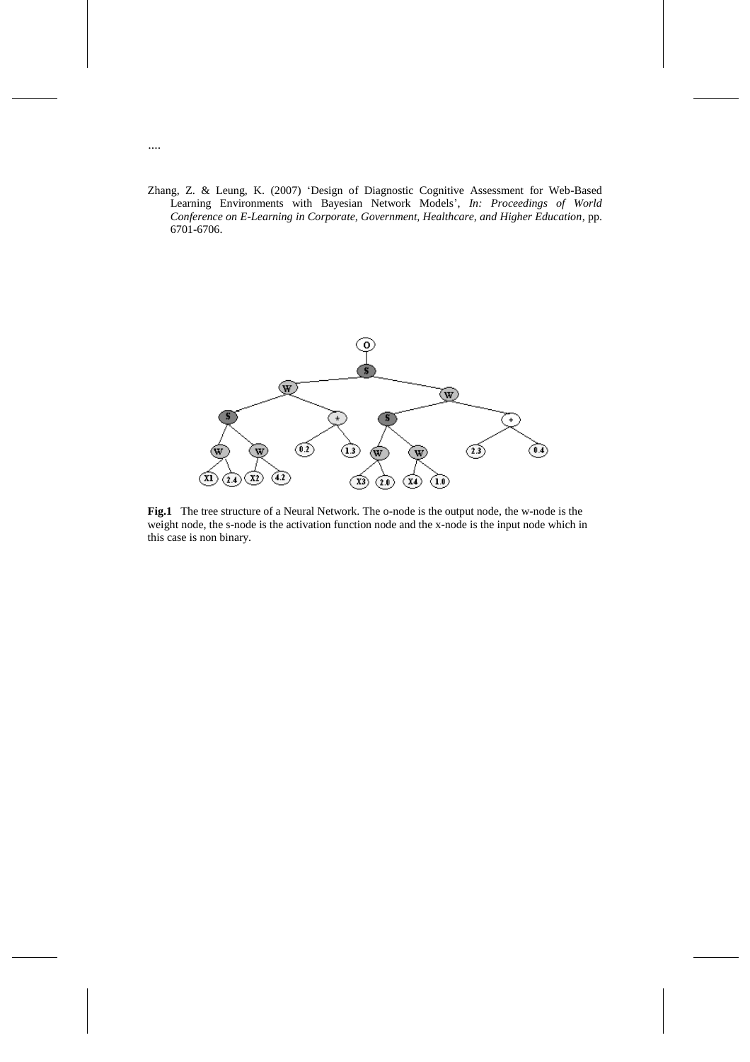....

Zhang, Z. & Leung, K. (2007) 'Design of Diagnostic Cognitive Assessment for Web-Based Learning Environments with Bayesian Network Models', *In: Proceedings of World Conference on E-Learning in Corporate, Government, Healthcare, and Higher Education*, pp. 6701-6706.

**Fig.1** The tree structure of a Neural Network. The o-node is the output node, the w-node is the weight node, the s-node is the activation function node and the x-node is the input node which in this case is non binary.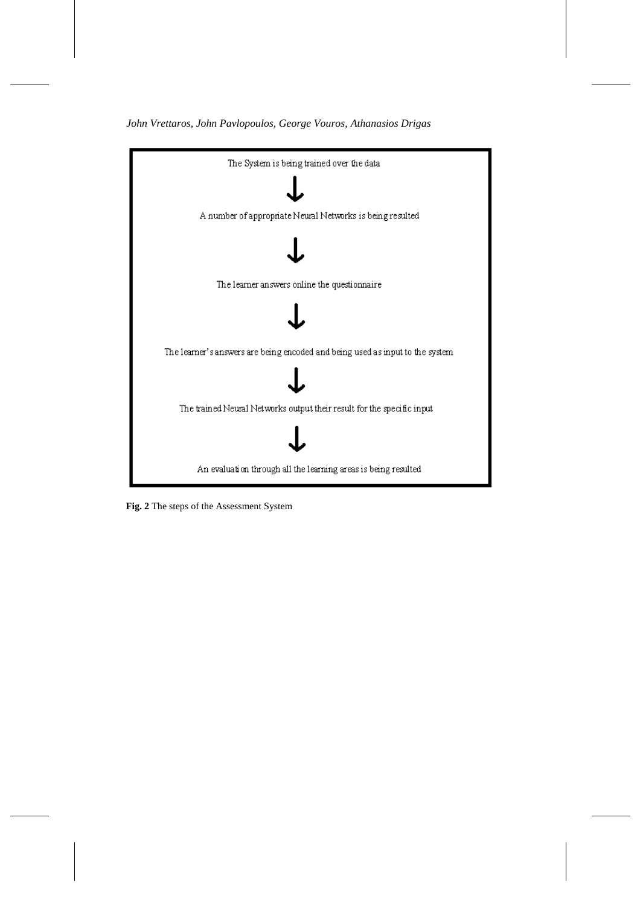The System is being trained over the data

↓

A number of appropriate Neural Networks is being resulted

↓

The learner answers online the questionnaire

↓

The learner's answers are being encoded and being used as input to the system

↓

The trained Neural Networks output their result for the specific input

↓

An evaluation through all the learning areas is being resulted

**Fig. 2** The steps of the Assessment System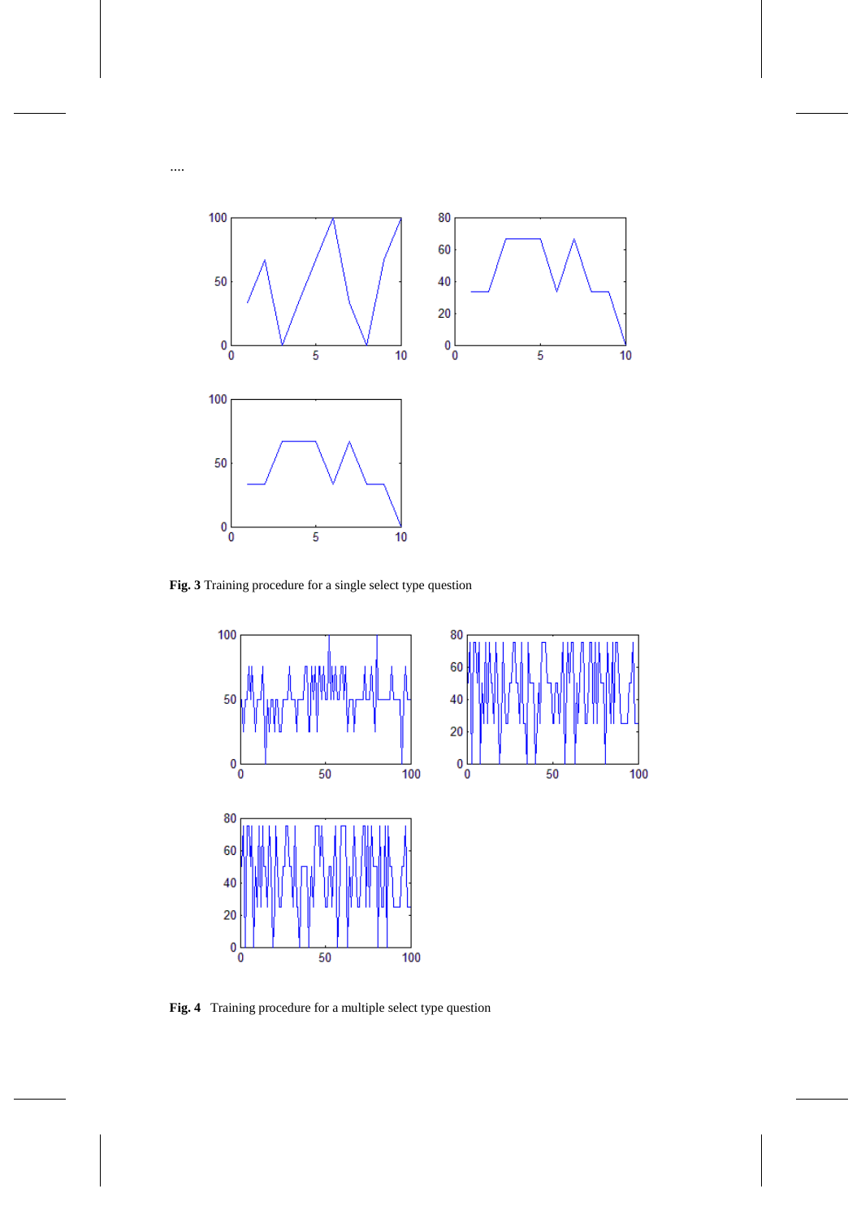....

**Fig. 3** Training procedure for a single select type question

**Fig. 4** Training procedure for a multiple select type question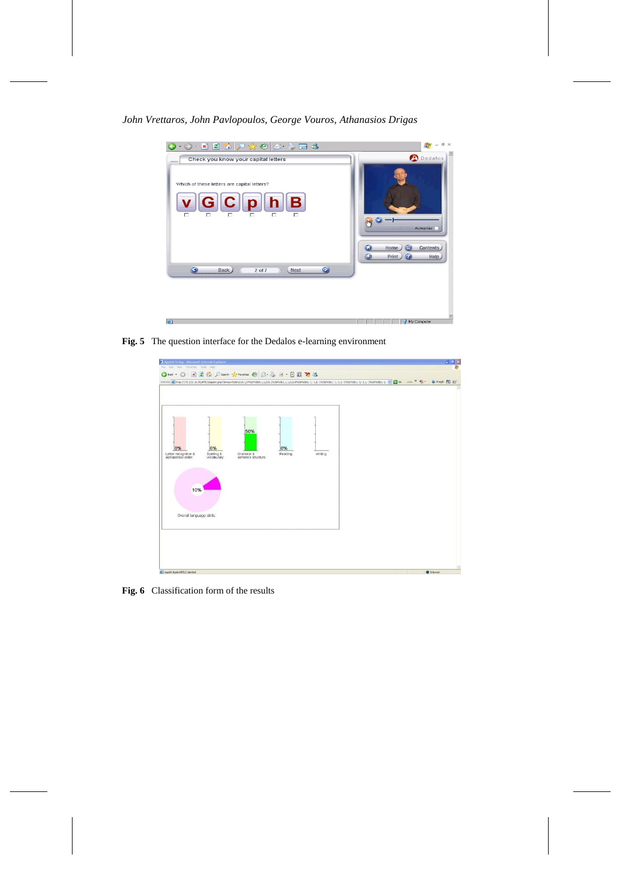Check you know your capital letters

Which of these letters are capital letters?

v G C p h B

Dedalos

Autoplay

Home

Contents

Print

Help

Back

2 of 7

Next

**Fig. 5** The question interface for the Dedalos e-learning environment

0%

Letter recognition & alphabetical order

0%

Spelling & vocabulary

50%

Grammar & sentence structure

0%

Reading

Writing

10%

Overall language skills

**Fig. 6** Classification form of the results